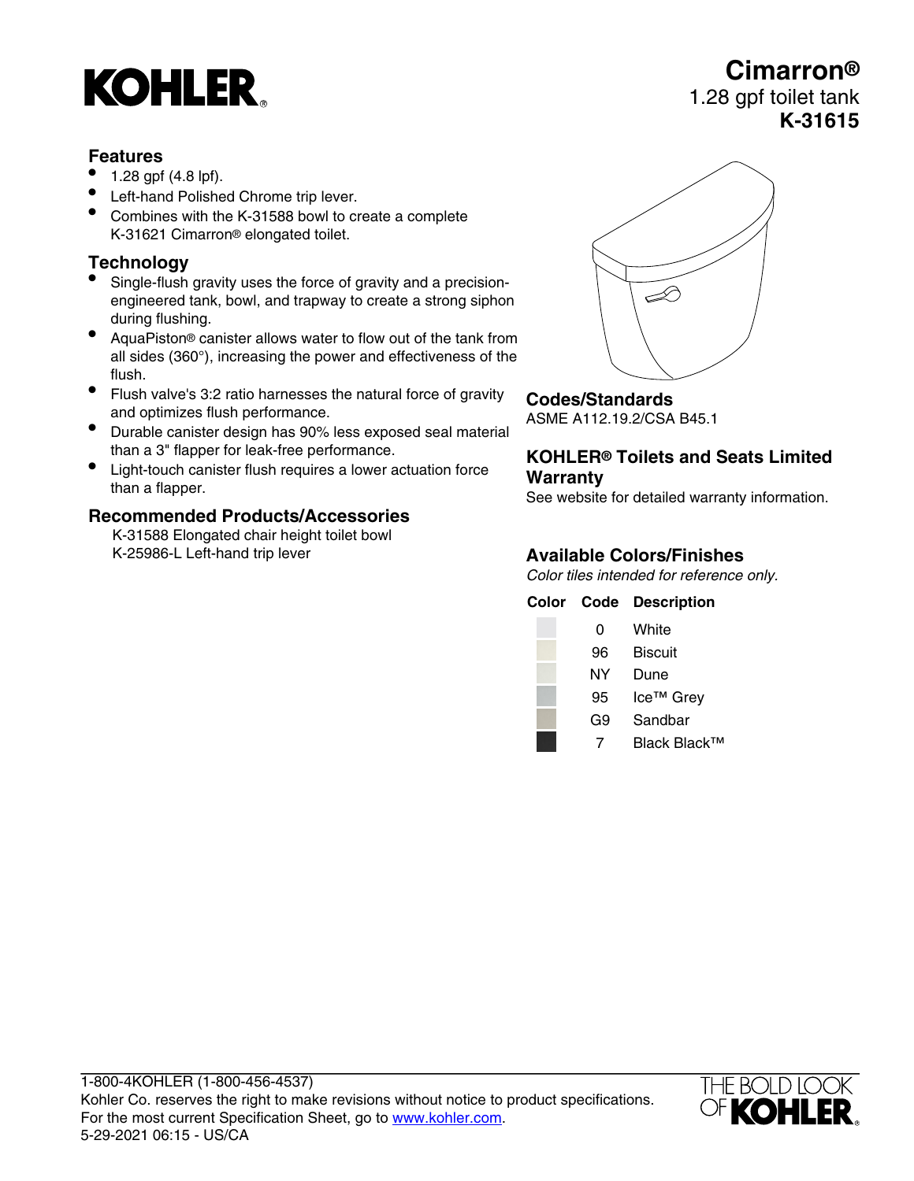# KOHLER

**Cimarron®**
1.28 gpf toilet tank
**K-31615**

## Features

- 1.28 gpf (4.8 lpf).
- Left-hand Polished Chrome trip lever.
- Combines with the K-31588 bowl to create a complete K-31621 Cimarron® elongated toilet.

## Technology

- Single-flush gravity uses the force of gravity and a precision-engineered tank, bowl, and trapway to create a strong siphon during flushing.
- AquaPiston® canister allows water to flow out of the tank from all sides (360°), increasing the power and effectiveness of the flush.
- Flush valve's 3:2 ratio harnesses the natural force of gravity and optimizes flush performance.
- Durable canister design has 90% less exposed seal material than a 3" flapper for leak-free performance.
- Light-touch canister flush requires a lower actuation force than a flapper.

## Recommended Products/Accessories

K-31588 Elongated chair height toilet bowl
K-25986-L Left-hand trip lever

## Codes/Standards

ASME A112.19.2/CSA B45.1

## KOHLER® Toilets and Seats Limited Warranty

See website for detailed warranty information.

## Available Colors/Finishes

*Color tiles intended for reference only.*

| Color | Code | Description |
|---|---|---|
| | 0 | White |
| | 96 | Biscuit |
| | NY | Dune |
| | 95 | Ice™ Grey |
| | G9 | Sandbar |
| | 7 | Black Black™ |

1-800-4KOHLER (1-800-456-4537)
Kohler Co. reserves the right to make revisions without notice to product specifications.
For the most current Specification Sheet, go to www.kohler.com.
5-29-2021 06:15 - US/CA

THE BOLD LOOK OF KOHLER.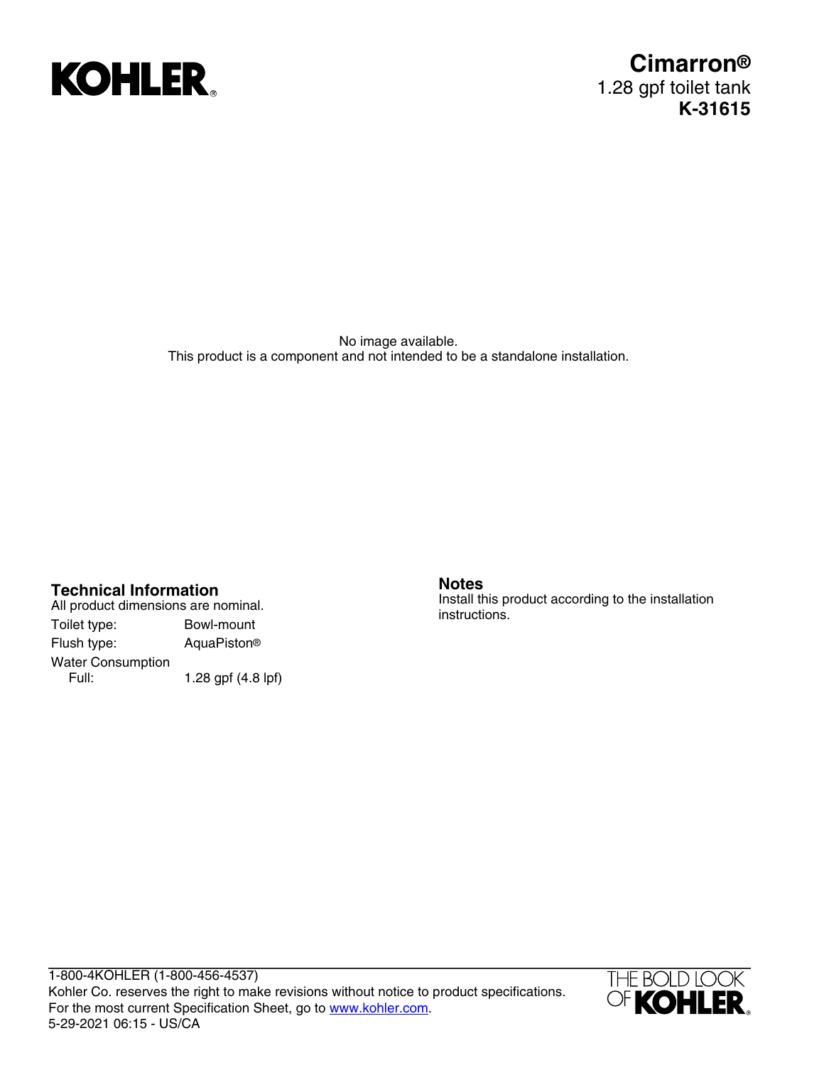# Cimarron®

1.28 gpf toilet tank

**K-31615**

No image available.
This product is a component and not intended to be a standalone installation.

## Technical Information

All product dimensions are nominal.

| | |
|---|---|
| Toilet type: | Bowl-mount |
| Flush type: | AquaPiston® |
| Water Consumption | |
| Full: | 1.28 gpf (4.8 lpf) |

## Notes

Install this product according to the installation instructions.

1-800-4KOHLER (1-800-456-4537)
Kohler Co. reserves the right to make revisions without notice to product specifications.
For the most current Specification Sheet, go to www.kohler.com.
5-29-2021 06:15 - US/CA